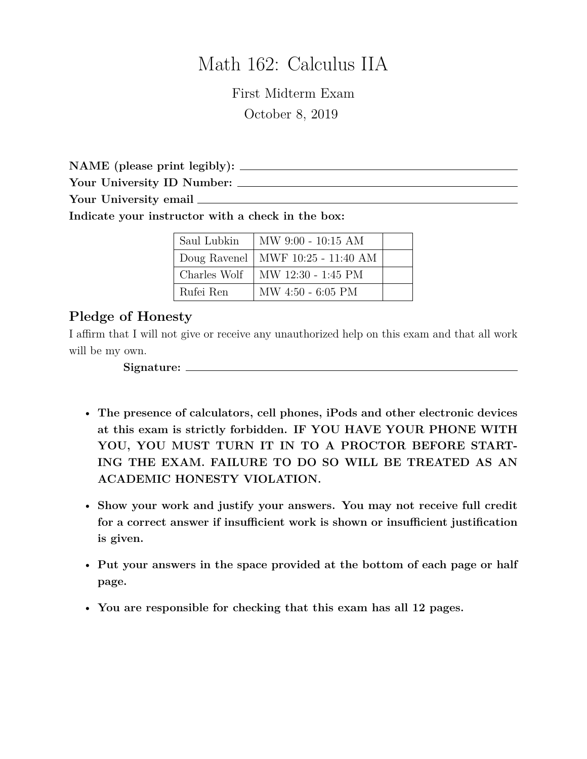# Math 162: Calculus IIA

First Midterm Exam

October 8, 2019

**NAME (please print legibly):** ____________________

**Your University ID Number:** ____________________

**Your University email** ____________________

**Indicate your instructor with a check in the box:**

| Saul Lubkin | MW 9:00 - 10:15 AM | |
|---|---|---|
| Doug Ravenel | MWF 10:25 - 11:40 AM | |
| Charles Wolf | MW 12:30 - 1:45 PM | |
| Rufei Ren | MW 4:50 - 6:05 PM | |

## Pledge of Honesty

I affirm that I will not give or receive any unauthorized help on this exam and that all work will be my own.

**Signature:** ____________________

- **The presence of calculators, cell phones, iPods and other electronic devices at this exam is strictly forbidden. IF YOU HAVE YOUR PHONE WITH YOU, YOU MUST TURN IT IN TO A PROCTOR BEFORE STARTING THE EXAM. FAILURE TO DO SO WILL BE TREATED AS AN ACADEMIC HONESTY VIOLATION.**
- **Show your work and justify your answers. You may not receive full credit for a correct answer if insufficient work is shown or insufficient justification is given.**
- **Put your answers in the space provided at the bottom of each page or half page.**
- **You are responsible for checking that this exam has all 12 pages.**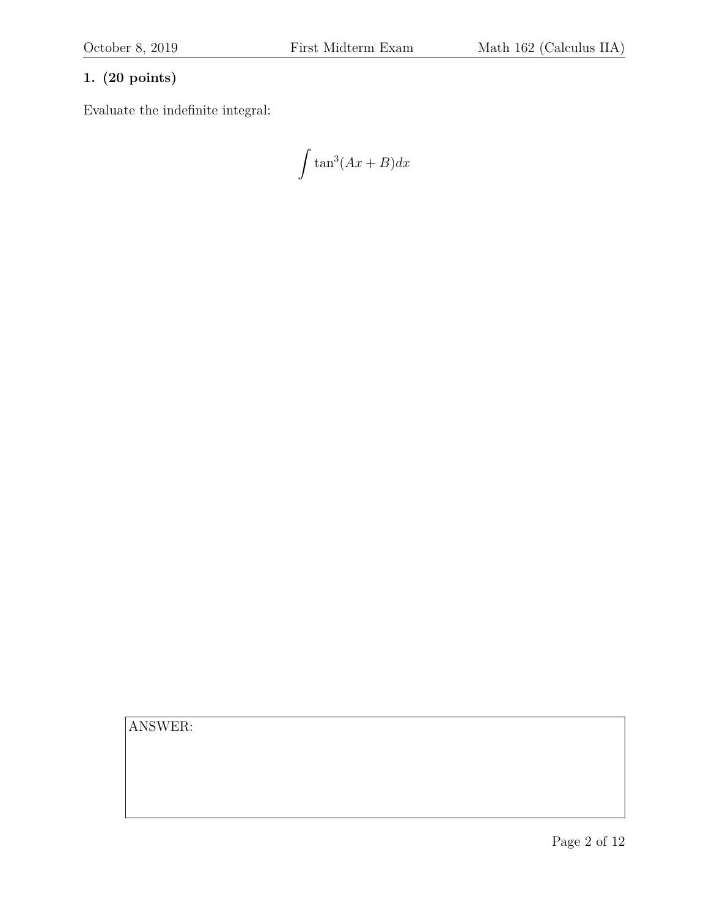**1. (20 points)**

Evaluate the indefinite integral:

$$\int \tan^3(Ax + B)dx$$

ANSWER: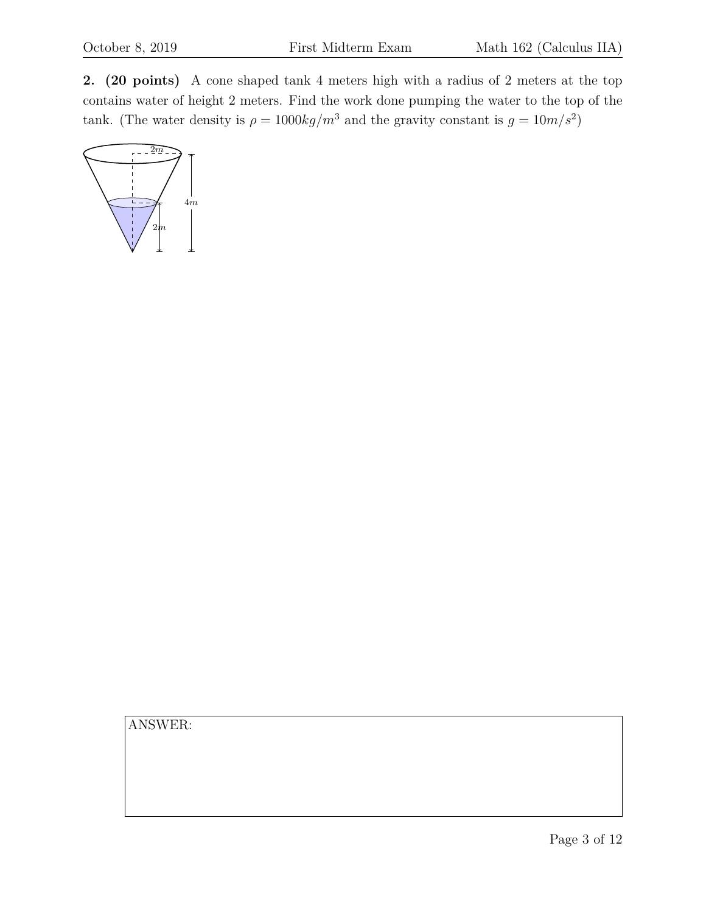**2. (20 points)** A cone shaped tank 4 meters high with a radius of 2 meters at the top contains water of height 2 meters. Find the work done pumping the water to the top of the tank. (The water density is $\rho = 1000kg/m^3$ and the gravity constant is $g = 10m/s^2$)

ANSWER: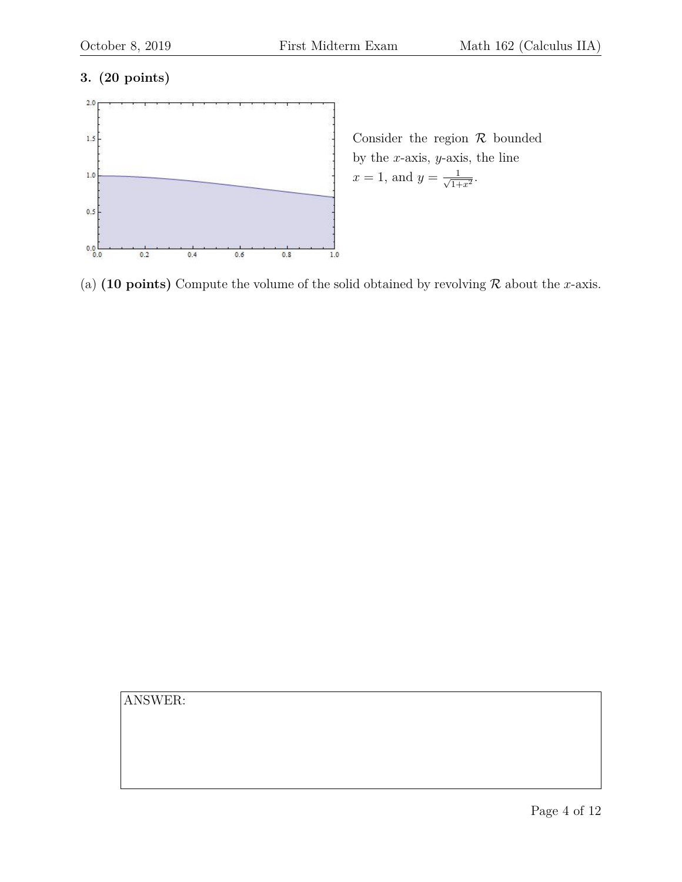**3. (20 points)**

Consider the region $\mathcal{R}$ bounded by the $x$-axis, $y$-axis, the line $x = 1$, and $y = \frac{1}{\sqrt{1+x^2}}$.

(a) **(10 points)** Compute the volume of the solid obtained by revolving $\mathcal{R}$ about the $x$-axis.

ANSWER: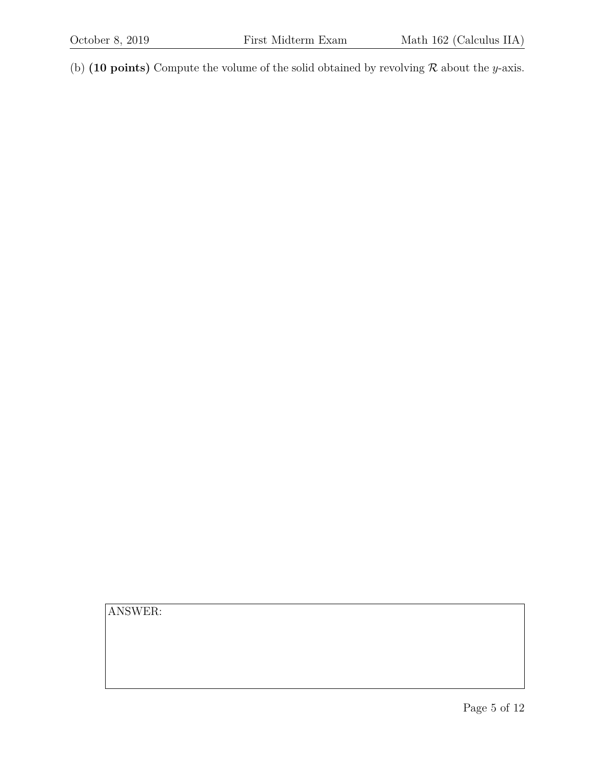(b) **(10 points)** Compute the volume of the solid obtained by revolving $\mathcal{R}$ about the $y$-axis.

ANSWER: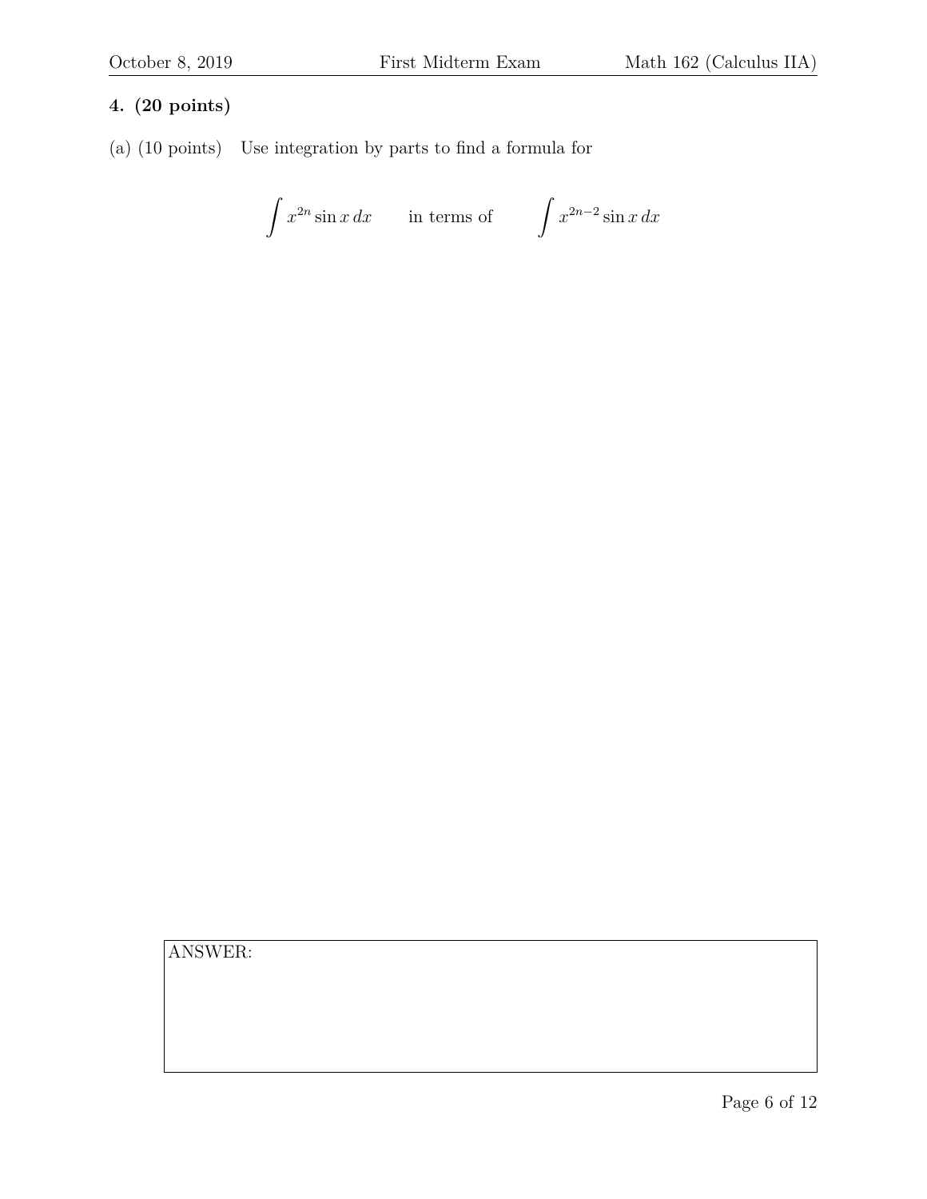**4. (20 points)**

(a) (10 points) Use integration by parts to find a formula for

$$\int x^{2n} \sin x \, dx \qquad \text{in terms of} \qquad \int x^{2n-2} \sin x \, dx$$

ANSWER: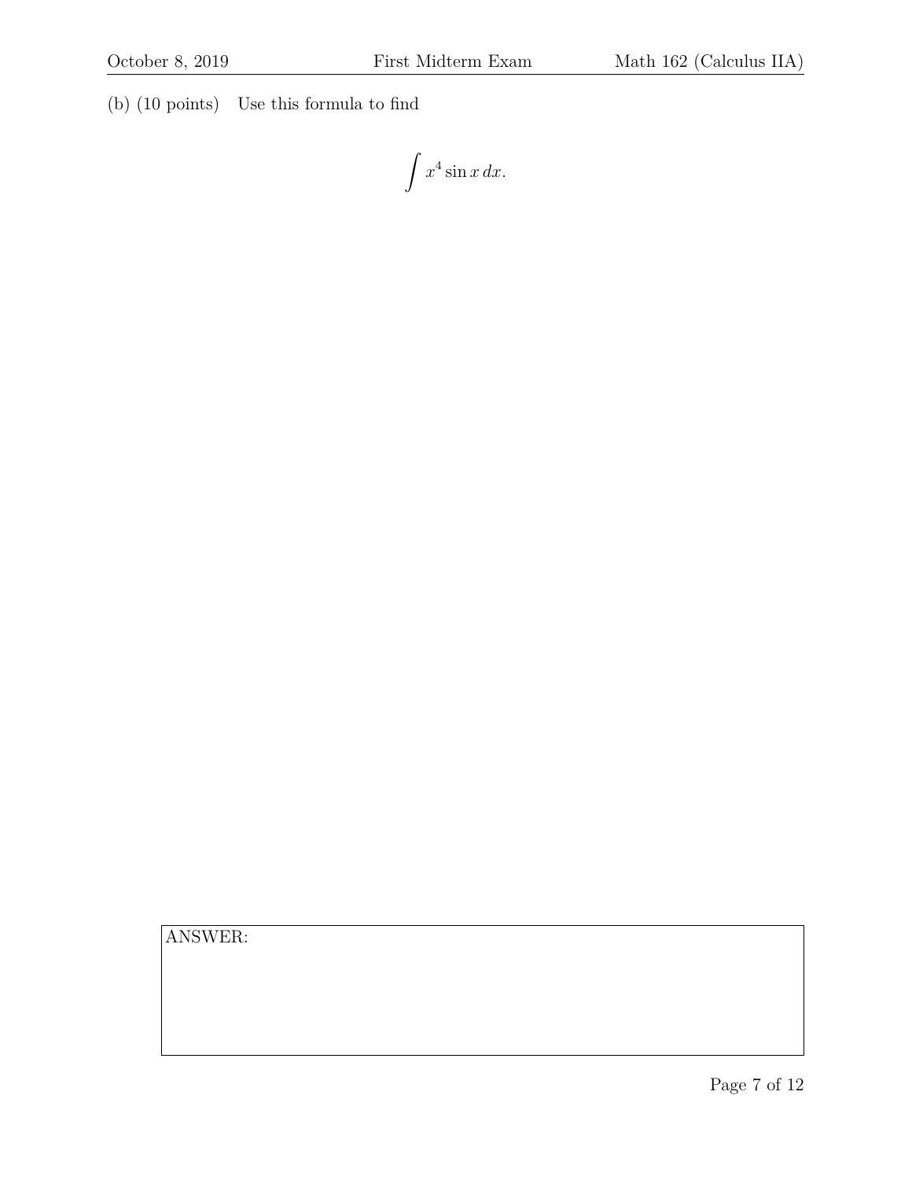(b) (10 points) Use this formula to find

$$\int x^4 \sin x \, dx.$$

ANSWER: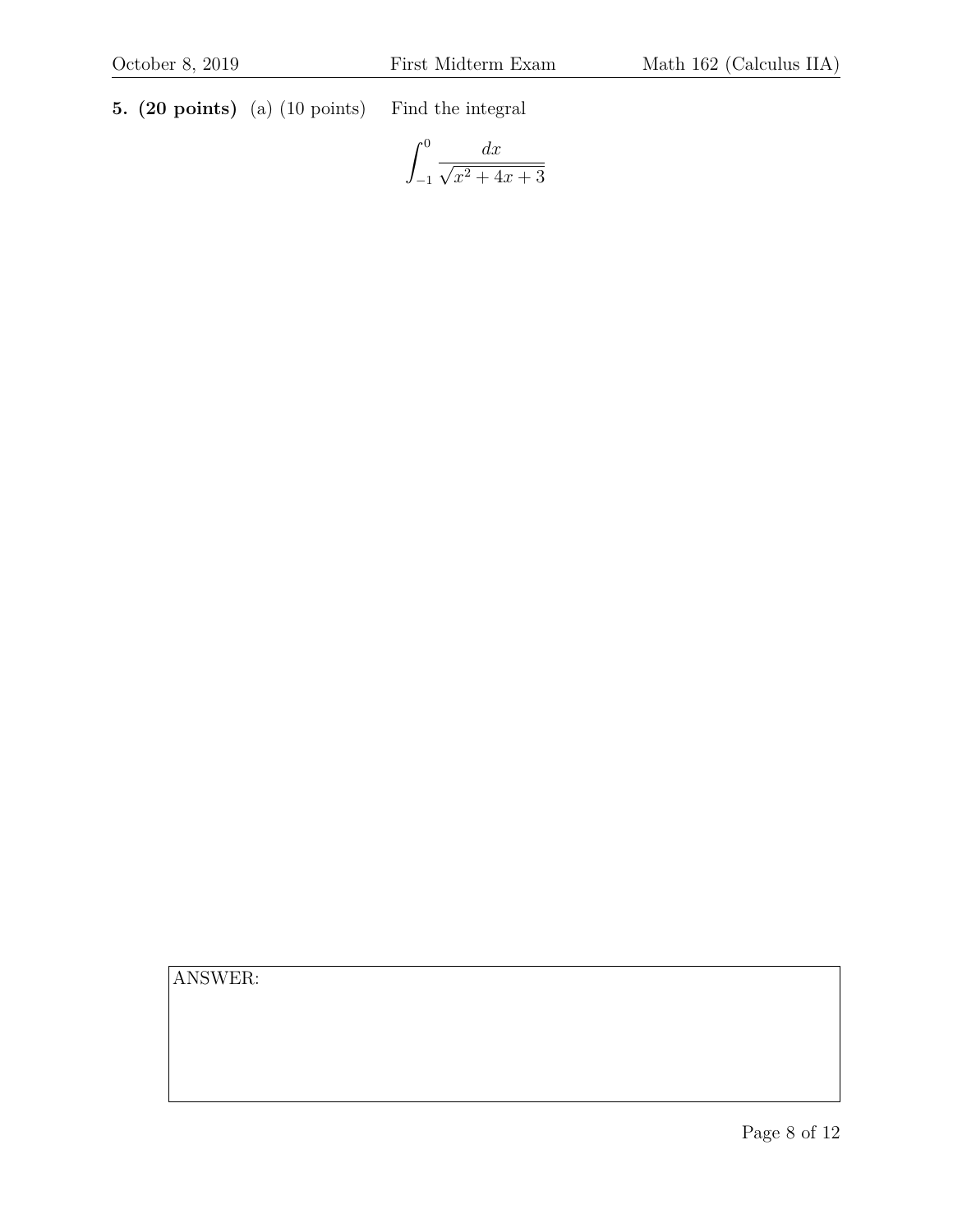**5. (20 points)** (a) (10 points) Find the integral

$$\int_{-1}^{0} \frac{dx}{\sqrt{x^2+4x+3}}$$

ANSWER: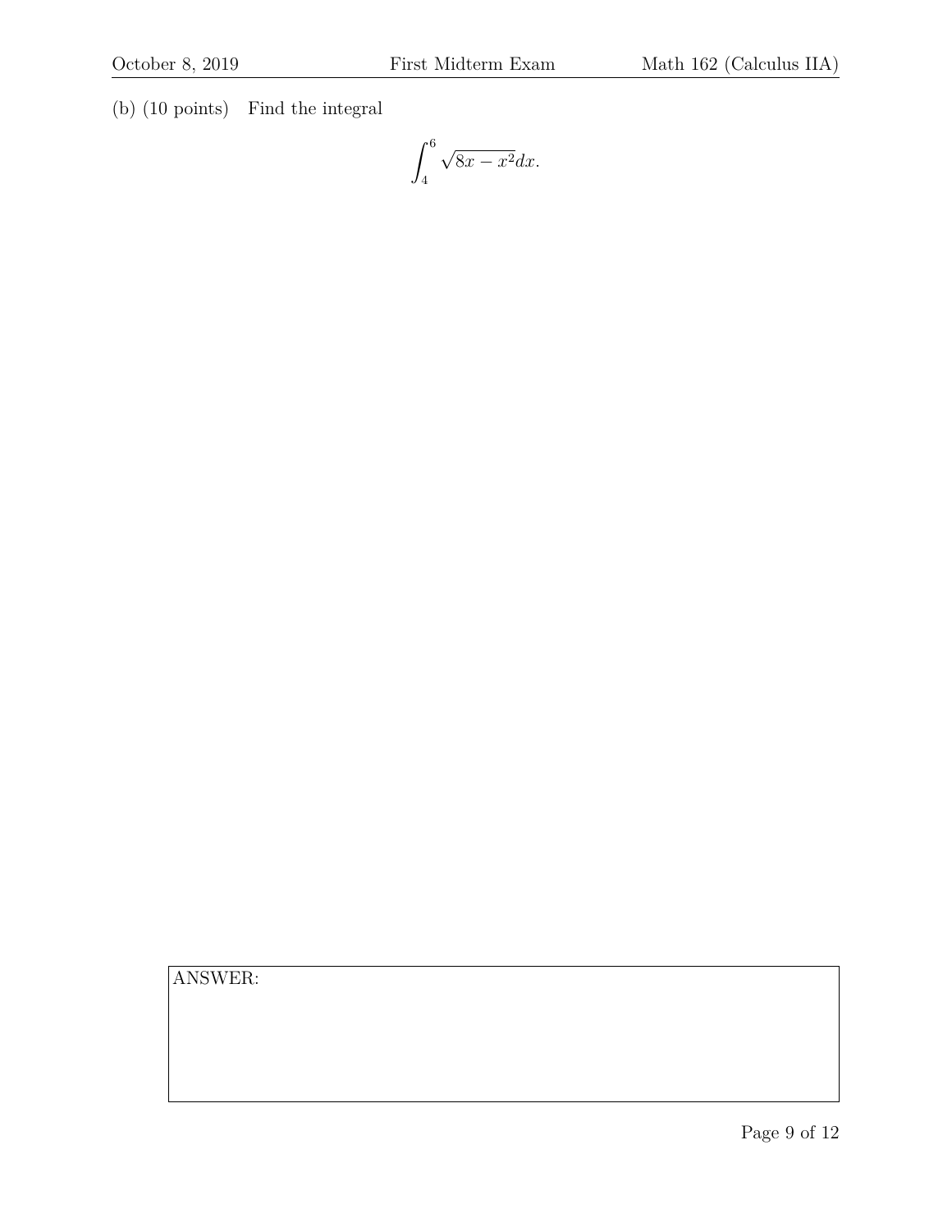(b) (10 points) Find the integral

$$\int_{4}^{6} \sqrt{8x - x^2} dx.$$

ANSWER: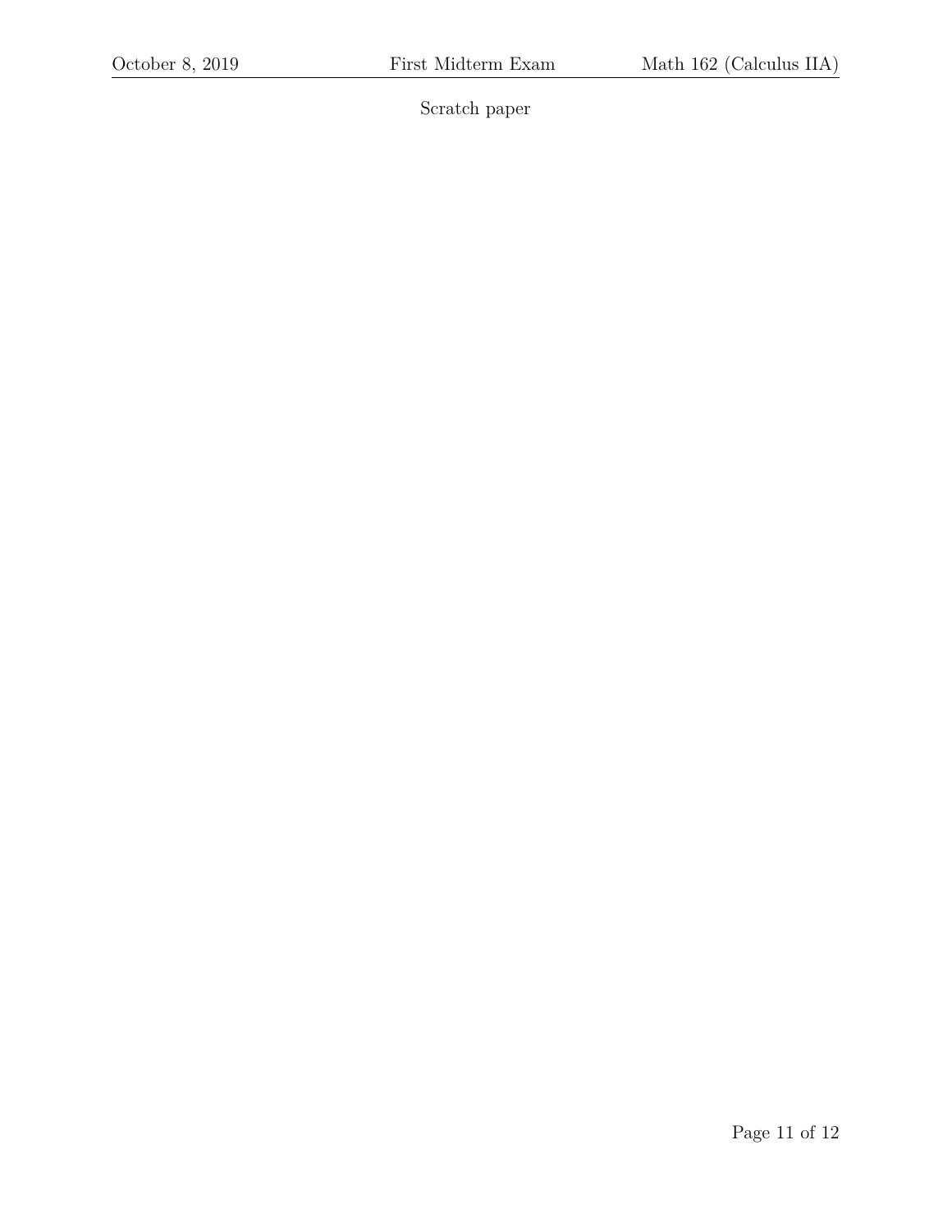Scratch paper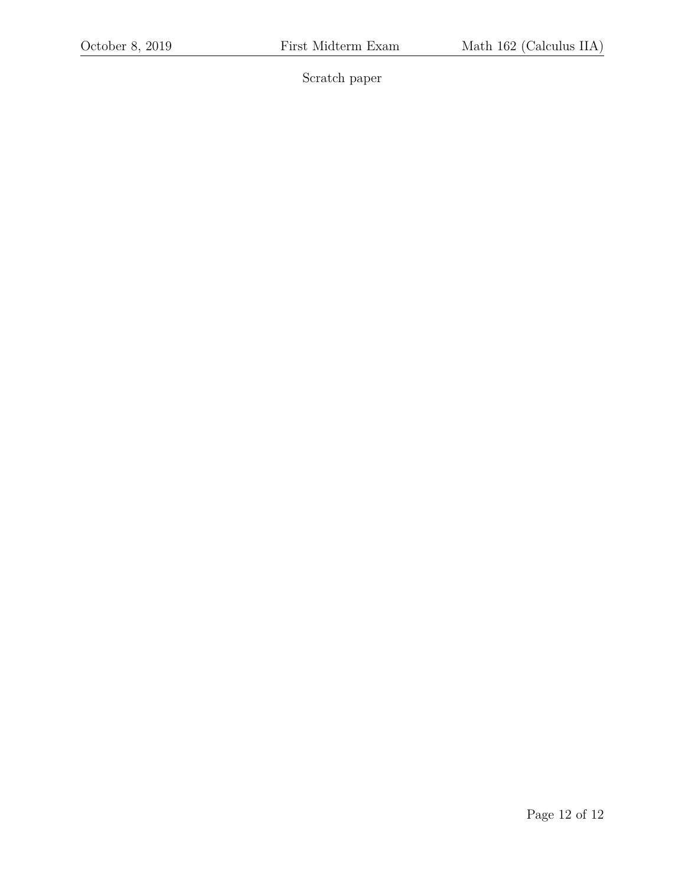Scratch paper